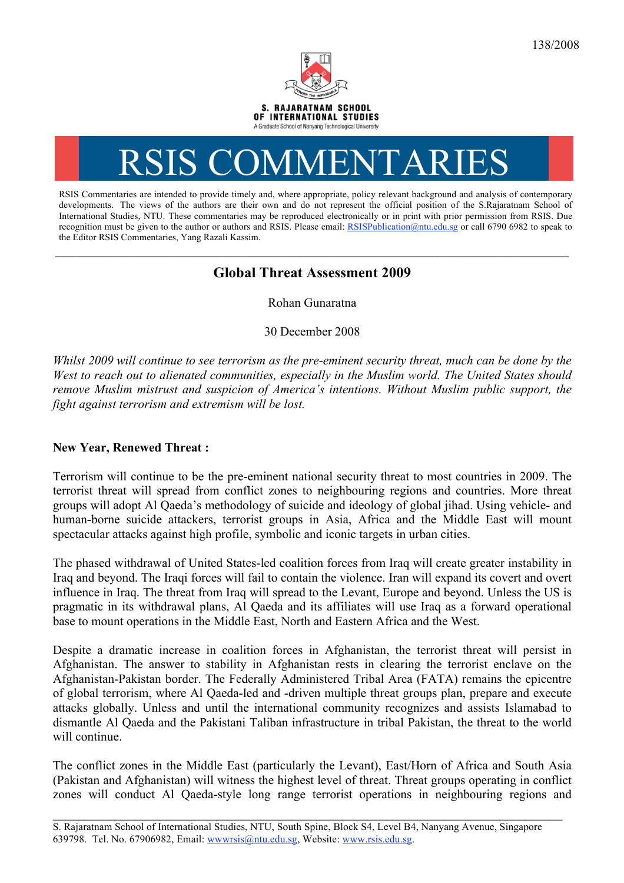138/2008

S. RAJARATNAM SCHOOL OF INTERNATIONAL STUDIES
A Graduate School of Nanyang Technological University

# RSIS COMMENTARIES

RSIS Commentaries are intended to provide timely and, where appropriate, policy relevant background and analysis of contemporary developments. The views of the authors are their own and do not represent the official position of the S.Rajaratnam School of International Studies, NTU. These commentaries may be reproduced electronically or in print with prior permission from RSIS. Due recognition must be given to the author or authors and RSIS. Please email: RSISPublication@ntu.edu.sg or call 6790 6982 to speak to the Editor RSIS Commentaries, Yang Razali Kassim.

---

## Global Threat Assessment 2009

Rohan Gunaratna

30 December 2008

*Whilst 2009 will continue to see terrorism as the pre-eminent security threat, much can be done by the West to reach out to alienated communities, especially in the Muslim world. The United States should remove Muslim mistrust and suspicion of America's intentions. Without Muslim public support, the fight against terrorism and extremism will be lost.*

**New Year, Renewed Threat :**

Terrorism will continue to be the pre-eminent national security threat to most countries in 2009. The terrorist threat will spread from conflict zones to neighbouring regions and countries. More threat groups will adopt Al Qaeda's methodology of suicide and ideology of global jihad. Using vehicle- and human-borne suicide attackers, terrorist groups in Asia, Africa and the Middle East will mount spectacular attacks against high profile, symbolic and iconic targets in urban cities.

The phased withdrawal of United States-led coalition forces from Iraq will create greater instability in Iraq and beyond. The Iraqi forces will fail to contain the violence. Iran will expand its covert and overt influence in Iraq. The threat from Iraq will spread to the Levant, Europe and beyond. Unless the US is pragmatic in its withdrawal plans, Al Qaeda and its affiliates will use Iraq as a forward operational base to mount operations in the Middle East, North and Eastern Africa and the West.

Despite a dramatic increase in coalition forces in Afghanistan, the terrorist threat will persist in Afghanistan. The answer to stability in Afghanistan rests in clearing the terrorist enclave on the Afghanistan-Pakistan border. The Federally Administered Tribal Area (FATA) remains the epicentre of global terrorism, where Al Qaeda-led and -driven multiple threat groups plan, prepare and execute attacks globally. Unless and until the international community recognizes and assists Islamabad to dismantle Al Qaeda and the Pakistani Taliban infrastructure in tribal Pakistan, the threat to the world will continue.

The conflict zones in the Middle East (particularly the Levant), East/Horn of Africa and South Asia (Pakistan and Afghanistan) will witness the highest level of threat. Threat groups operating in conflict zones will conduct Al Qaeda-style long range terrorist operations in neighbouring regions and

---

S. Rajaratnam School of International Studies, NTU, South Spine, Block S4, Level B4, Nanyang Avenue, Singapore 639798. Tel. No. 67906982, Email: wwwrsis@ntu.edu.sg, Website: www.rsis.edu.sg.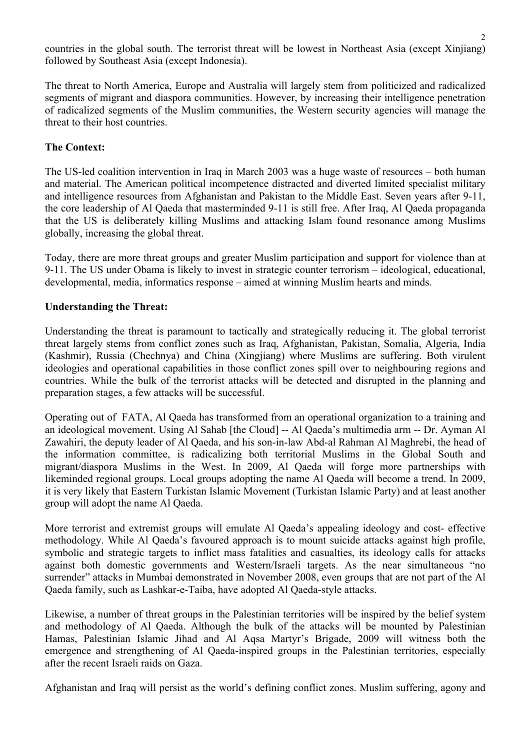countries in the global south. The terrorist threat will be lowest in Northeast Asia (except Xinjiang) followed by Southeast Asia (except Indonesia).

The threat to North America, Europe and Australia will largely stem from politicized and radicalized segments of migrant and diaspora communities. However, by increasing their intelligence penetration of radicalized segments of the Muslim communities, the Western security agencies will manage the threat to their host countries.

**The Context:**

The US-led coalition intervention in Iraq in March 2003 was a huge waste of resources – both human and material. The American political incompetence distracted and diverted limited specialist military and intelligence resources from Afghanistan and Pakistan to the Middle East. Seven years after 9-11, the core leadership of Al Qaeda that masterminded 9-11 is still free. After Iraq, Al Qaeda propaganda that the US is deliberately killing Muslims and attacking Islam found resonance among Muslims globally, increasing the global threat.

Today, there are more threat groups and greater Muslim participation and support for violence than at 9-11. The US under Obama is likely to invest in strategic counter terrorism – ideological, educational, developmental, media, informatics response – aimed at winning Muslim hearts and minds.

**Understanding the Threat:**

Understanding the threat is paramount to tactically and strategically reducing it. The global terrorist threat largely stems from conflict zones such as Iraq, Afghanistan, Pakistan, Somalia, Algeria, India (Kashmir), Russia (Chechnya) and China (Xingjiang) where Muslims are suffering. Both virulent ideologies and operational capabilities in those conflict zones spill over to neighbouring regions and countries. While the bulk of the terrorist attacks will be detected and disrupted in the planning and preparation stages, a few attacks will be successful.

Operating out of FATA, Al Qaeda has transformed from an operational organization to a training and an ideological movement. Using Al Sahab [the Cloud] -- Al Qaeda's multimedia arm -- Dr. Ayman Al Zawahiri, the deputy leader of Al Qaeda, and his son-in-law Abd-al Rahman Al Maghrebi, the head of the information committee, is radicalizing both territorial Muslims in the Global South and migrant/diaspora Muslims in the West. In 2009, Al Qaeda will forge more partnerships with likeminded regional groups. Local groups adopting the name Al Qaeda will become a trend. In 2009, it is very likely that Eastern Turkistan Islamic Movement (Turkistan Islamic Party) and at least another group will adopt the name Al Qaeda.

More terrorist and extremist groups will emulate Al Qaeda's appealing ideology and cost- effective methodology. While Al Qaeda's favoured approach is to mount suicide attacks against high profile, symbolic and strategic targets to inflict mass fatalities and casualties, its ideology calls for attacks against both domestic governments and Western/Israeli targets. As the near simultaneous "no surrender" attacks in Mumbai demonstrated in November 2008, even groups that are not part of the Al Qaeda family, such as Lashkar-e-Taiba, have adopted Al Qaeda-style attacks.

Likewise, a number of threat groups in the Palestinian territories will be inspired by the belief system and methodology of Al Qaeda. Although the bulk of the attacks will be mounted by Palestinian Hamas, Palestinian Islamic Jihad and Al Aqsa Martyr's Brigade, 2009 will witness both the emergence and strengthening of Al Qaeda-inspired groups in the Palestinian territories, especially after the recent Israeli raids on Gaza.

Afghanistan and Iraq will persist as the world's defining conflict zones. Muslim suffering, agony and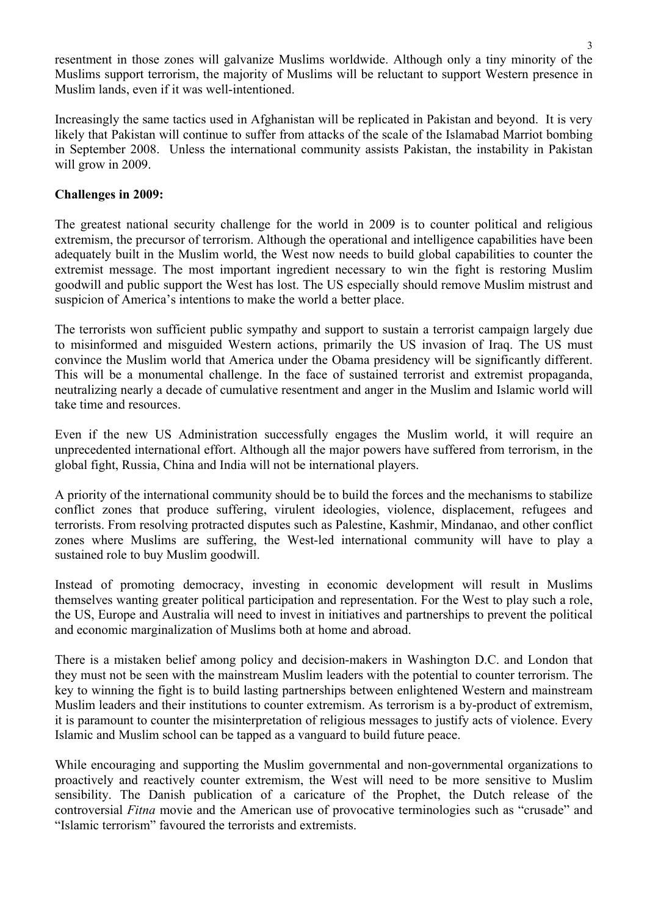resentment in those zones will galvanize Muslims worldwide. Although only a tiny minority of the Muslims support terrorism, the majority of Muslims will be reluctant to support Western presence in Muslim lands, even if it was well-intentioned.

Increasingly the same tactics used in Afghanistan will be replicated in Pakistan and beyond. It is very likely that Pakistan will continue to suffer from attacks of the scale of the Islamabad Marriot bombing in September 2008. Unless the international community assists Pakistan, the instability in Pakistan will grow in 2009.

**Challenges in 2009:**

The greatest national security challenge for the world in 2009 is to counter political and religious extremism, the precursor of terrorism. Although the operational and intelligence capabilities have been adequately built in the Muslim world, the West now needs to build global capabilities to counter the extremist message. The most important ingredient necessary to win the fight is restoring Muslim goodwill and public support the West has lost. The US especially should remove Muslim mistrust and suspicion of America's intentions to make the world a better place.

The terrorists won sufficient public sympathy and support to sustain a terrorist campaign largely due to misinformed and misguided Western actions, primarily the US invasion of Iraq. The US must convince the Muslim world that America under the Obama presidency will be significantly different. This will be a monumental challenge. In the face of sustained terrorist and extremist propaganda, neutralizing nearly a decade of cumulative resentment and anger in the Muslim and Islamic world will take time and resources.

Even if the new US Administration successfully engages the Muslim world, it will require an unprecedented international effort. Although all the major powers have suffered from terrorism, in the global fight, Russia, China and India will not be international players.

A priority of the international community should be to build the forces and the mechanisms to stabilize conflict zones that produce suffering, virulent ideologies, violence, displacement, refugees and terrorists. From resolving protracted disputes such as Palestine, Kashmir, Mindanao, and other conflict zones where Muslims are suffering, the West-led international community will have to play a sustained role to buy Muslim goodwill.

Instead of promoting democracy, investing in economic development will result in Muslims themselves wanting greater political participation and representation. For the West to play such a role, the US, Europe and Australia will need to invest in initiatives and partnerships to prevent the political and economic marginalization of Muslims both at home and abroad.

There is a mistaken belief among policy and decision-makers in Washington D.C. and London that they must not be seen with the mainstream Muslim leaders with the potential to counter terrorism. The key to winning the fight is to build lasting partnerships between enlightened Western and mainstream Muslim leaders and their institutions to counter extremism. As terrorism is a by-product of extremism, it is paramount to counter the misinterpretation of religious messages to justify acts of violence. Every Islamic and Muslim school can be tapped as a vanguard to build future peace.

While encouraging and supporting the Muslim governmental and non-governmental organizations to proactively and reactively counter extremism, the West will need to be more sensitive to Muslim sensibility. The Danish publication of a caricature of the Prophet, the Dutch release of the controversial *Fitna* movie and the American use of provocative terminologies such as "crusade" and "Islamic terrorism" favoured the terrorists and extremists.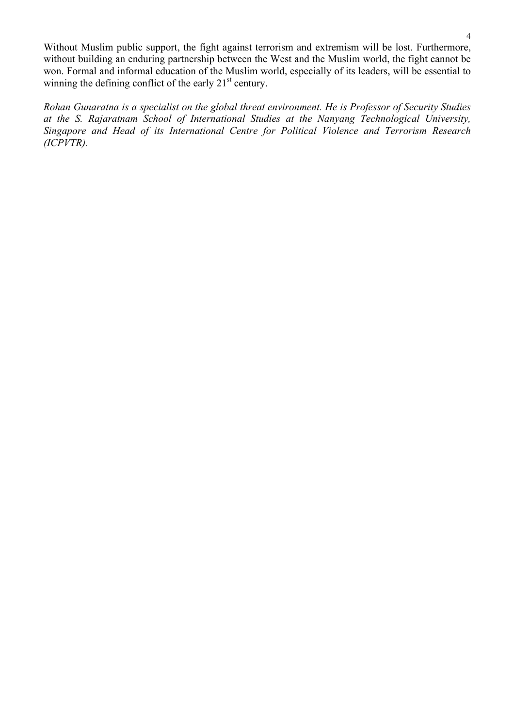Without Muslim public support, the fight against terrorism and extremism will be lost. Furthermore, without building an enduring partnership between the West and the Muslim world, the fight cannot be won. Formal and informal education of the Muslim world, especially of its leaders, will be essential to winning the defining conflict of the early 21st century.

*Rohan Gunaratna is a specialist on the global threat environment. He is Professor of Security Studies at the S. Rajaratnam School of International Studies at the Nanyang Technological University, Singapore and Head of its International Centre for Political Violence and Terrorism Research (ICPVTR).*